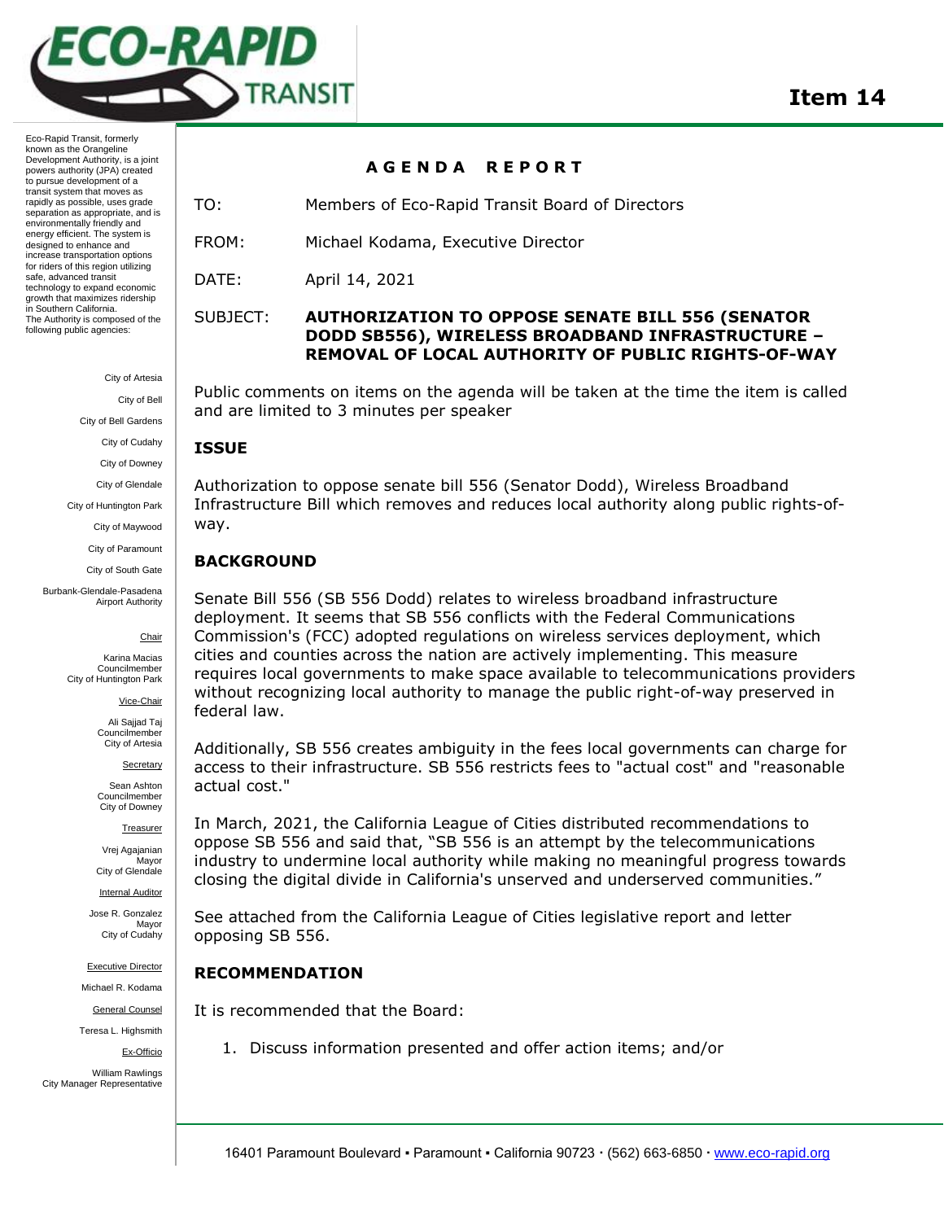**Item 14**

Eco-Rapid Transit, formerly known as the Orangeline Development Authority, is a joint powers authority (JPA) created to pursue development of a transit system that moves as rapidly as possible, uses grade separation as appropriate, and is environmentally friendly and energy efficient. The system is designed to enhance and increase transportation options for riders of this region utilizing safe, advanced transit technology to expand economic growth that maximizes ridership in Southern California.
The Authority is composed of the following public agencies:

City of Artesia
City of Bell
City of Bell Gardens
City of Cudahy
City of Downey
City of Glendale
City of Huntington Park
City of Maywood
City of Paramount
City of South Gate
Burbank-Glendale-Pasadena Airport Authority

Chair
Karina Macias
Councilmember
City of Huntington Park

Vice-Chair
Ali Sajjad Taj
Councilmember
City of Artesia

Secretary
Sean Ashton
Councilmember
City of Downey

Treasurer
Vrej Agajanian
Mayor
City of Glendale

Internal Auditor
Jose R. Gonzalez
Mayor
City of Cudahy

Executive Director
Michael R. Kodama

General Counsel
Teresa L. Highsmith

Ex-Officio
William Rawlings
City Manager Representative

# AGENDA REPORT

TO: Members of Eco-Rapid Transit Board of Directors

FROM: Michael Kodama, Executive Director

DATE: April 14, 2021

SUBJECT: **AUTHORIZATION TO OPPOSE SENATE BILL 556 (SENATOR DODD SB556), WIRELESS BROADBAND INFRASTRUCTURE – REMOVAL OF LOCAL AUTHORITY OF PUBLIC RIGHTS-OF-WAY**

Public comments on items on the agenda will be taken at the time the item is called and are limited to 3 minutes per speaker

## ISSUE

Authorization to oppose senate bill 556 (Senator Dodd), Wireless Broadband Infrastructure Bill which removes and reduces local authority along public rights-of-way.

## BACKGROUND

Senate Bill 556 (SB 556 Dodd) relates to wireless broadband infrastructure deployment. It seems that SB 556 conflicts with the Federal Communications Commission's (FCC) adopted regulations on wireless services deployment, which cities and counties across the nation are actively implementing. This measure requires local governments to make space available to telecommunications providers without recognizing local authority to manage the public right-of-way preserved in federal law.

Additionally, SB 556 creates ambiguity in the fees local governments can charge for access to their infrastructure. SB 556 restricts fees to "actual cost" and "reasonable actual cost."

In March, 2021, the California League of Cities distributed recommendations to oppose SB 556 and said that, "SB 556 is an attempt by the telecommunications industry to undermine local authority while making no meaningful progress towards closing the digital divide in California's unserved and underserved communities."

See attached from the California League of Cities legislative report and letter opposing SB 556.

## RECOMMENDATION

It is recommended that the Board:

1. Discuss information presented and offer action items; and/or

16401 Paramount Boulevard ▪ Paramount ▪ California 90723 · (562) 663-6850 · www.eco-rapid.org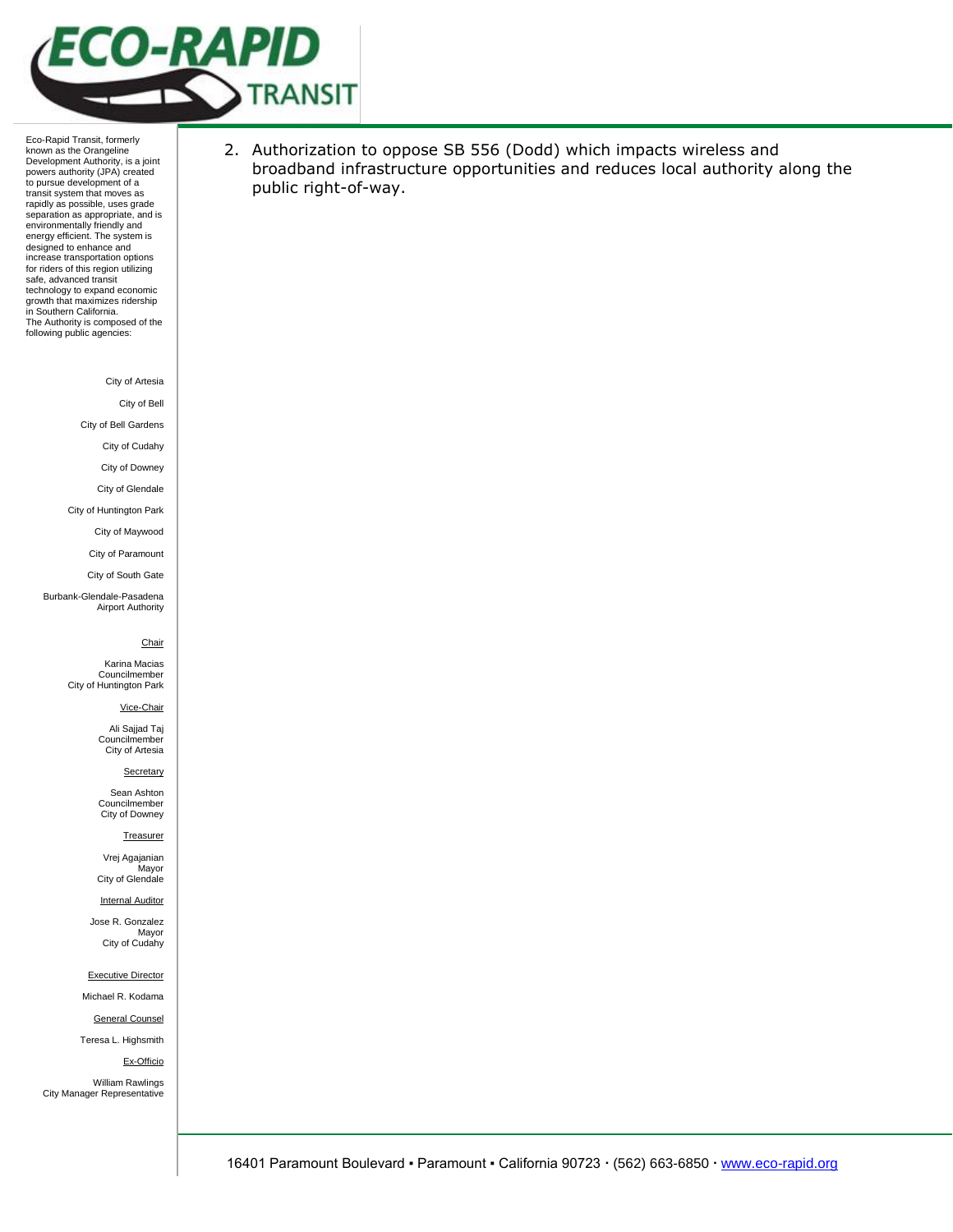# ECO-RAPID TRANSIT

Eco-Rapid Transit, formerly known as the Orangeline Development Authority, is a joint powers authority (JPA) created to pursue development of a transit system that moves as rapidly as possible, uses grade separation as appropriate, and is environmentally friendly and energy efficient. The system is designed to enhance and increase transportation options for riders of this region utilizing safe, advanced transit technology to expand economic growth that maximizes ridership in Southern California.
The Authority is composed of the following public agencies:

City of Artesia
City of Bell
City of Bell Gardens
City of Cudahy
City of Downey
City of Glendale
City of Huntington Park
City of Maywood
City of Paramount
City of South Gate
Burbank-Glendale-Pasadena Airport Authority

Chair
Karina Macias
Councilmember
City of Huntington Park

Vice-Chair
Ali Sajjad Taj
Councilmember
City of Artesia

Secretary
Sean Ashton
Councilmember
City of Downey

Treasurer
Vrej Agajanian
Mayor
City of Glendale

Internal Auditor
Jose R. Gonzalez
Mayor
City of Cudahy

Executive Director
Michael R. Kodama

General Counsel
Teresa L. Highsmith

Ex-Officio
William Rawlings
City Manager Representative

2. Authorization to oppose SB 556 (Dodd) which impacts wireless and broadband infrastructure opportunities and reduces local authority along the public right-of-way.

16401 Paramount Boulevard ▪ Paramount ▪ California 90723 · (562) 663-6850 · www.eco-rapid.org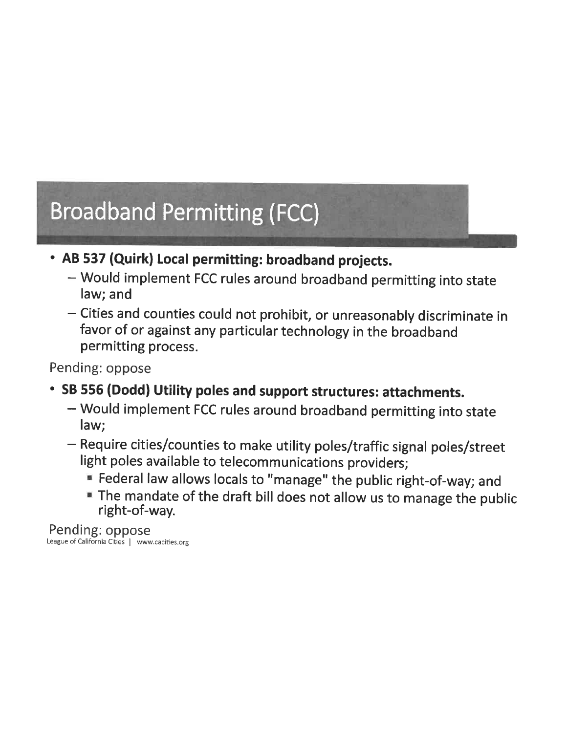# Broadband Permitting (FCC)

- **AB 537 (Quirk) Local permitting: broadband projects.**
  - Would implement FCC rules around broadband permitting into state law; and
  - Cities and counties could not prohibit, or unreasonably discriminate in favor of or against any particular technology in the broadband permitting process.

Pending: oppose

- **SB 556 (Dodd) Utility poles and support structures: attachments.**
  - Would implement FCC rules around broadband permitting into state law;
  - Require cities/counties to make utility poles/traffic signal poles/street light poles available to telecommunications providers;
    - Federal law allows locals to "manage" the public right-of-way; and
    - The mandate of the draft bill does not allow us to manage the public right-of-way.

Pending: oppose

League of California Cities | www.cacities.org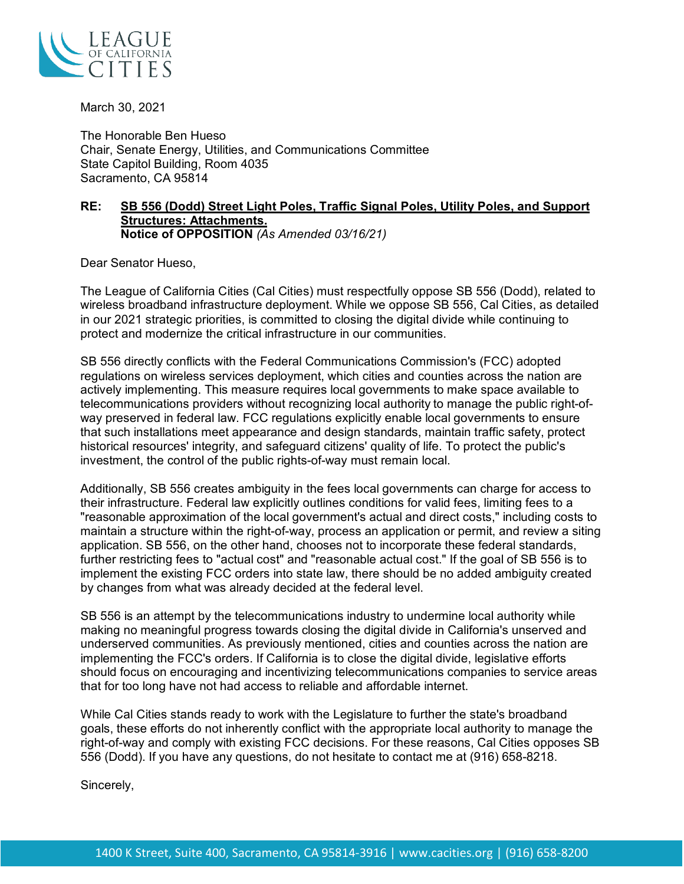LEAGUE OF CALIFORNIA CITIES

March 30, 2021

The Honorable Ben Hueso
Chair, Senate Energy, Utilities, and Communications Committee
State Capitol Building, Room 4035
Sacramento, CA 95814

**RE: SB 556 (Dodd) Street Light Poles, Traffic Signal Poles, Utility Poles, and Support Structures: Attachments.**
**Notice of OPPOSITION** *(As Amended 03/16/21)*

Dear Senator Hueso,

The League of California Cities (Cal Cities) must respectfully oppose SB 556 (Dodd), related to wireless broadband infrastructure deployment. While we oppose SB 556, Cal Cities, as detailed in our 2021 strategic priorities, is committed to closing the digital divide while continuing to protect and modernize the critical infrastructure in our communities.

SB 556 directly conflicts with the Federal Communications Commission's (FCC) adopted regulations on wireless services deployment, which cities and counties across the nation are actively implementing. This measure requires local governments to make space available to telecommunications providers without recognizing local authority to manage the public right-of-way preserved in federal law. FCC regulations explicitly enable local governments to ensure that such installations meet appearance and design standards, maintain traffic safety, protect historical resources' integrity, and safeguard citizens' quality of life. To protect the public's investment, the control of the public rights-of-way must remain local.

Additionally, SB 556 creates ambiguity in the fees local governments can charge for access to their infrastructure. Federal law explicitly outlines conditions for valid fees, limiting fees to a "reasonable approximation of the local government's actual and direct costs," including costs to maintain a structure within the right-of-way, process an application or permit, and review a siting application. SB 556, on the other hand, chooses not to incorporate these federal standards, further restricting fees to "actual cost" and "reasonable actual cost." If the goal of SB 556 is to implement the existing FCC orders into state law, there should be no added ambiguity created by changes from what was already decided at the federal level.

SB 556 is an attempt by the telecommunications industry to undermine local authority while making no meaningful progress towards closing the digital divide in California's unserved and underserved communities. As previously mentioned, cities and counties across the nation are implementing the FCC's orders. If California is to close the digital divide, legislative efforts should focus on encouraging and incentivizing telecommunications companies to service areas that for too long have not had access to reliable and affordable internet.

While Cal Cities stands ready to work with the Legislature to further the state's broadband goals, these efforts do not inherently conflict with the appropriate local authority to manage the right-of-way and comply with existing FCC decisions. For these reasons, Cal Cities opposes SB 556 (Dodd). If you have any questions, do not hesitate to contact me at (916) 658-8218.

Sincerely,

1400 K Street, Suite 400, Sacramento, CA 95814-3916 | www.cacities.org | (916) 658-8200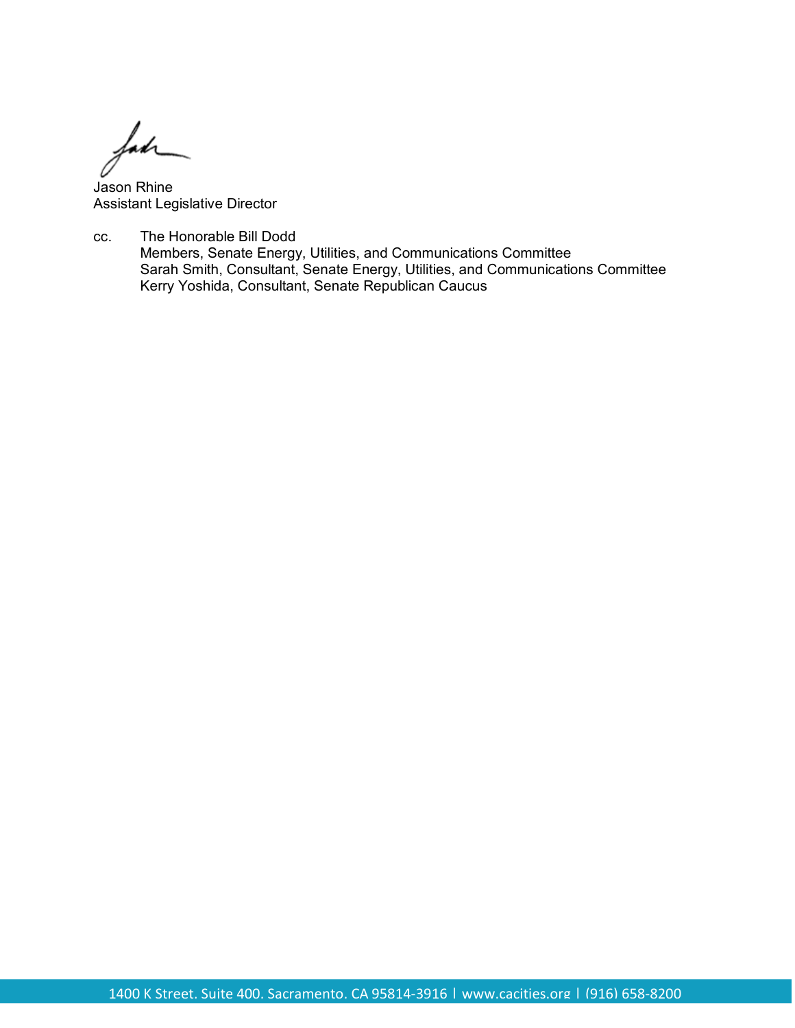Jason Rhine
Assistant Legislative Director

cc. The Honorable Bill Dodd
Members, Senate Energy, Utilities, and Communications Committee
Sarah Smith, Consultant, Senate Energy, Utilities, and Communications Committee
Kerry Yoshida, Consultant, Senate Republican Caucus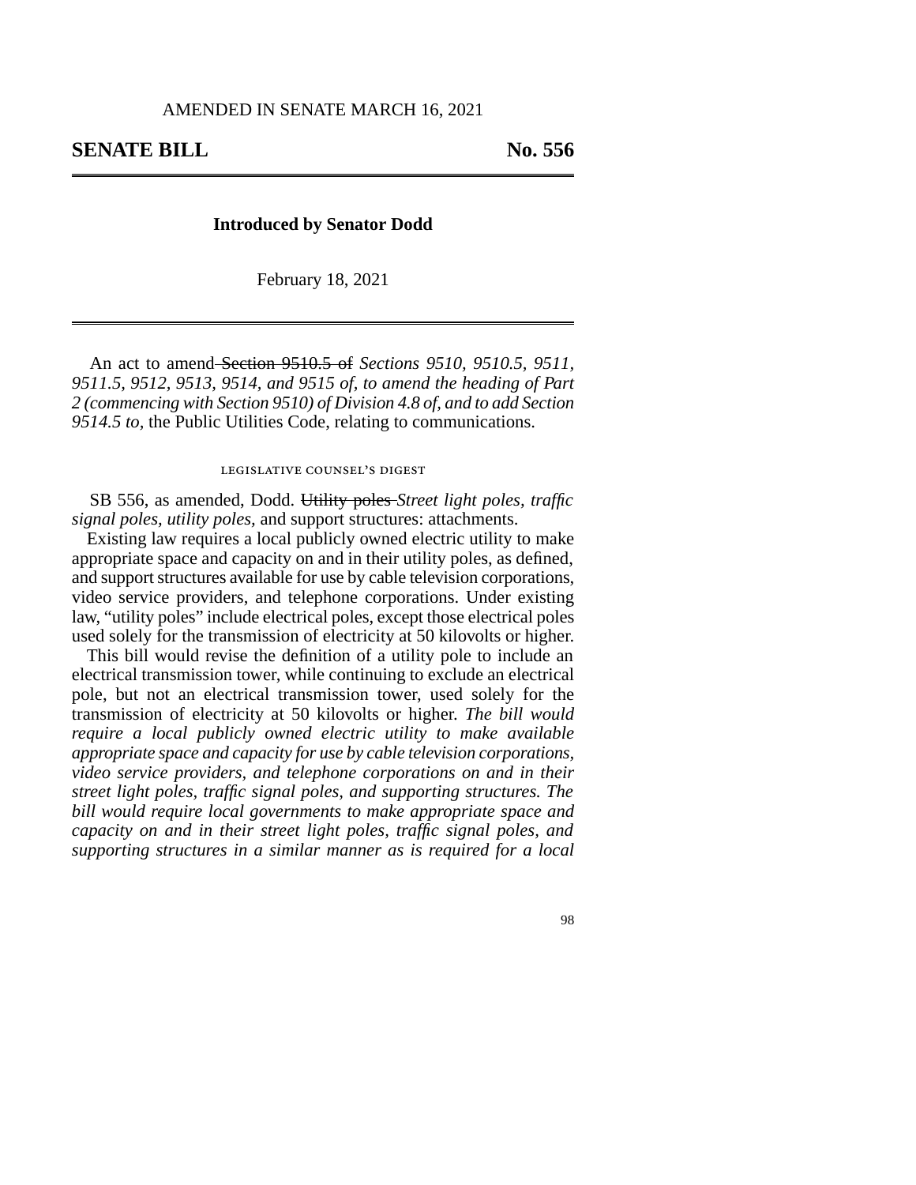AMENDED IN SENATE MARCH 16, 2021

# SENATE BILL No. 556

**Introduced by Senator Dodd**

February 18, 2021

An act to amend ~~Section 9510.5 of~~ *Sections 9510, 9510.5, 9511, 9511.5, 9512, 9513, 9514, and 9515 of, to amend the heading of Part 2 (commencing with Section 9510) of Division 4.8 of, and to add Section 9514.5 to,* the Public Utilities Code, relating to communications.

## legislative counsel's digest

SB 556, as amended, Dodd. ~~Utility poles~~ *Street light poles, traffic signal poles, utility poles,* and support structures: attachments.

Existing law requires a local publicly owned electric utility to make appropriate space and capacity on and in their utility poles, as defined, and support structures available for use by cable television corporations, video service providers, and telephone corporations. Under existing law, "utility poles" include electrical poles, except those electrical poles used solely for the transmission of electricity at 50 kilovolts or higher.

This bill would revise the definition of a utility pole to include an electrical transmission tower, while continuing to exclude an electrical pole, but not an electrical transmission tower, used solely for the transmission of electricity at 50 kilovolts or higher. *The bill would require a local publicly owned electric utility to make available appropriate space and capacity for use by cable television corporations, video service providers, and telephone corporations on and in their street light poles, traffic signal poles, and supporting structures. The bill would require local governments to make appropriate space and capacity on and in their street light poles, traffic signal poles, and supporting structures in a similar manner as is required for a local*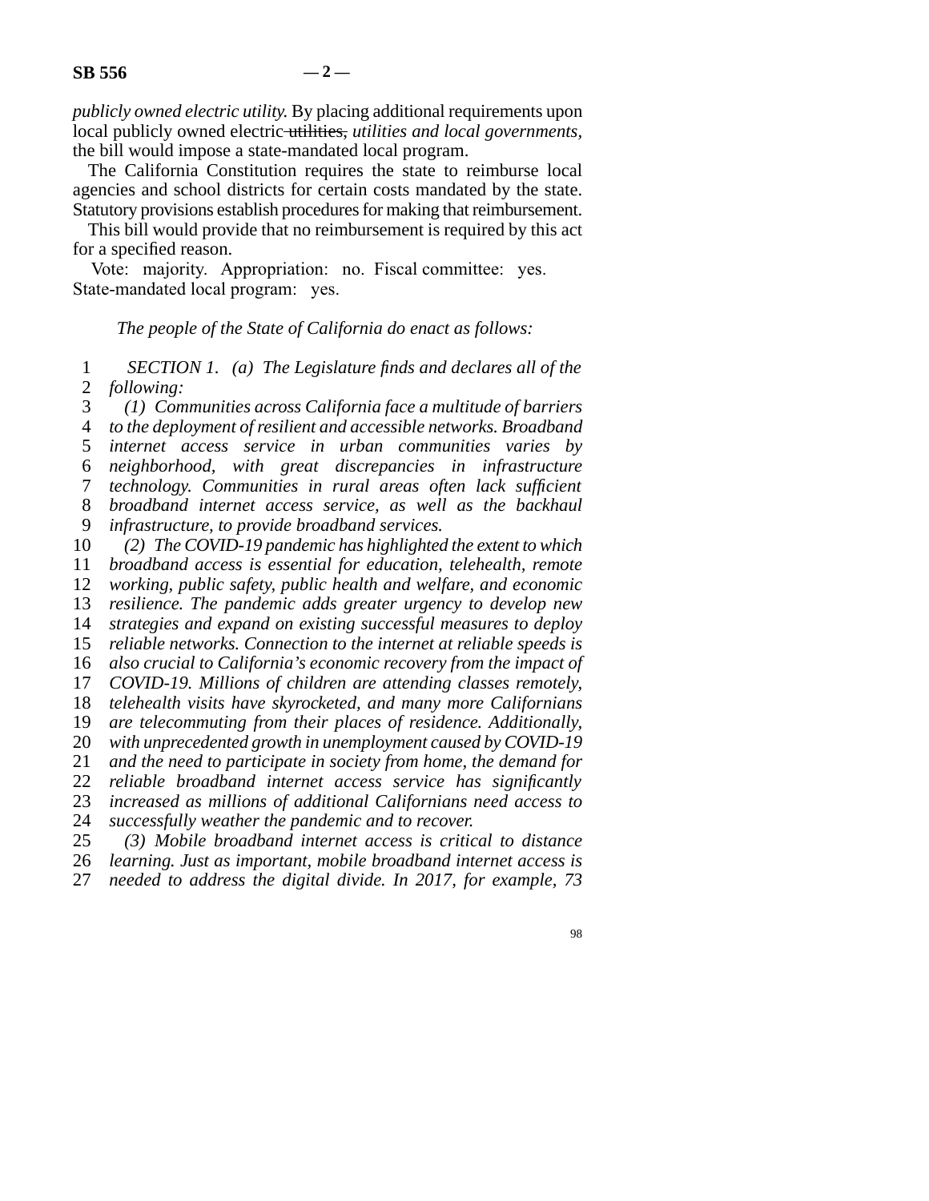*publicly owned electric utility.* By placing additional requirements upon local publicly owned electric ~~utilities,~~ *utilities and local governments,* the bill would impose a state-mandated local program.

The California Constitution requires the state to reimburse local agencies and school districts for certain costs mandated by the state. Statutory provisions establish procedures for making that reimbursement.

This bill would provide that no reimbursement is required by this act for a specified reason.

Vote: majority. Appropriation: no. Fiscal committee: yes. State-mandated local program: yes.

*The people of the State of California do enact as follows:*

*SECTION 1. (a) The Legislature finds and declares all of the following:*

*(1) Communities across California face a multitude of barriers to the deployment of resilient and accessible networks. Broadband internet access service in urban communities varies by neighborhood, with great discrepancies in infrastructure technology. Communities in rural areas often lack sufficient broadband internet access service, as well as the backhaul infrastructure, to provide broadband services.*

*(2) The COVID-19 pandemic has highlighted the extent to which broadband access is essential for education, telehealth, remote working, public safety, public health and welfare, and economic resilience. The pandemic adds greater urgency to develop new strategies and expand on existing successful measures to deploy reliable networks. Connection to the internet at reliable speeds is also crucial to California's economic recovery from the impact of COVID-19. Millions of children are attending classes remotely, telehealth visits have skyrocketed, and many more Californians are telecommuting from their places of residence. Additionally, with unprecedented growth in unemployment caused by COVID-19 and the need to participate in society from home, the demand for reliable broadband internet access service has significantly increased as millions of additional Californians need access to successfully weather the pandemic and to recover.*

*(3) Mobile broadband internet access is critical to distance learning. Just as important, mobile broadband internet access is needed to address the digital divide. In 2017, for example, 73*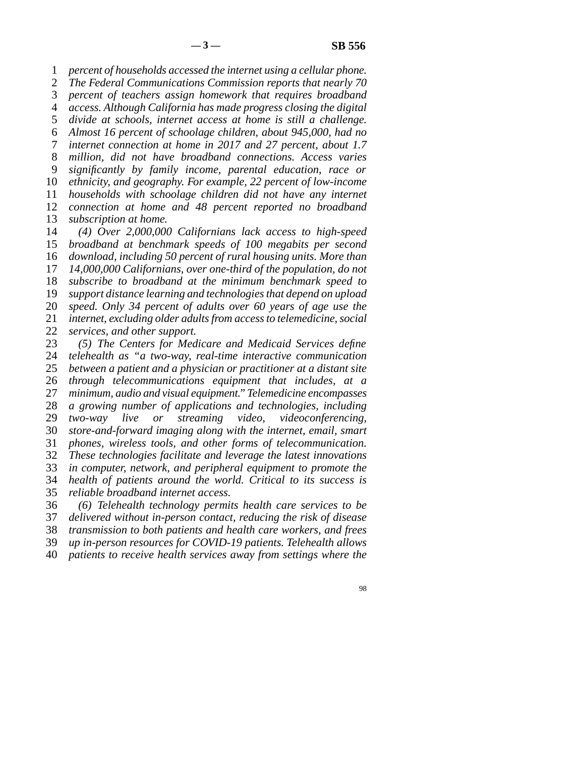*percent of households accessed the internet using a cellular phone. The Federal Communications Commission reports that nearly 70 percent of teachers assign homework that requires broadband access. Although California has made progress closing the digital divide at schools, internet access at home is still a challenge. Almost 16 percent of schoolage children, about 945,000, had no internet connection at home in 2017 and 27 percent, about 1.7 million, did not have broadband connections. Access varies significantly by family income, parental education, race or ethnicity, and geography. For example, 22 percent of low-income households with schoolage children did not have any internet connection at home and 48 percent reported no broadband subscription at home.*

*(4) Over 2,000,000 Californians lack access to high-speed broadband at benchmark speeds of 100 megabits per second download, including 50 percent of rural housing units. More than 14,000,000 Californians, over one-third of the population, do not subscribe to broadband at the minimum benchmark speed to support distance learning and technologies that depend on upload speed. Only 34 percent of adults over 60 years of age use the internet, excluding older adults from access to telemedicine, social services, and other support.*

*(5) The Centers for Medicare and Medicaid Services define telehealth as "a two-way, real-time interactive communication between a patient and a physician or practitioner at a distant site through telecommunications equipment that includes, at a minimum, audio and visual equipment." Telemedicine encompasses a growing number of applications and technologies, including two-way live or streaming video, videoconferencing, store-and-forward imaging along with the internet, email, smart phones, wireless tools, and other forms of telecommunication. These technologies facilitate and leverage the latest innovations in computer, network, and peripheral equipment to promote the health of patients around the world. Critical to its success is reliable broadband internet access.*

*(6) Telehealth technology permits health care services to be delivered without in-person contact, reducing the risk of disease transmission to both patients and health care workers, and frees up in-person resources for COVID-19 patients. Telehealth allows patients to receive health services away from settings where the*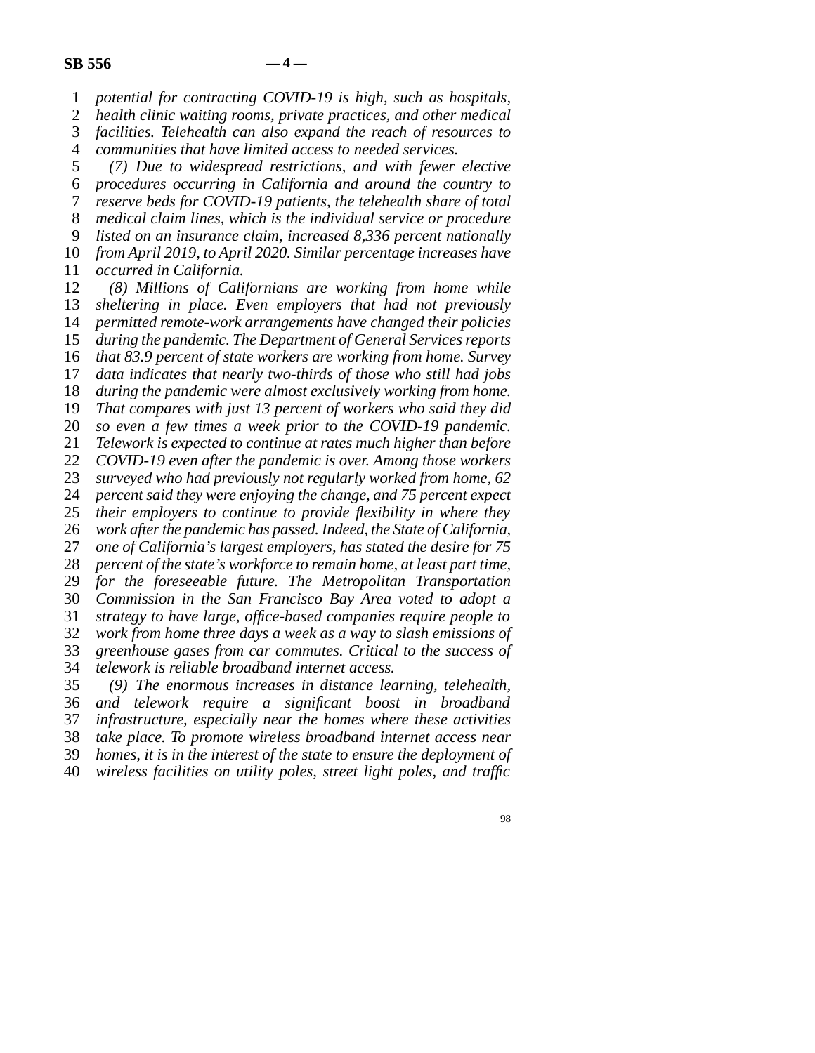*potential for contracting COVID-19 is high, such as hospitals, health clinic waiting rooms, private practices, and other medical facilities. Telehealth can also expand the reach of resources to communities that have limited access to needed services.*

*(7) Due to widespread restrictions, and with fewer elective procedures occurring in California and around the country to reserve beds for COVID-19 patients, the telehealth share of total medical claim lines, which is the individual service or procedure listed on an insurance claim, increased 8,336 percent nationally from April 2019, to April 2020. Similar percentage increases have occurred in California.*

*(8) Millions of Californians are working from home while sheltering in place. Even employers that had not previously permitted remote-work arrangements have changed their policies during the pandemic. The Department of General Services reports that 83.9 percent of state workers are working from home. Survey data indicates that nearly two-thirds of those who still had jobs during the pandemic were almost exclusively working from home. That compares with just 13 percent of workers who said they did so even a few times a week prior to the COVID-19 pandemic. Telework is expected to continue at rates much higher than before COVID-19 even after the pandemic is over. Among those workers surveyed who had previously not regularly worked from home, 62 percent said they were enjoying the change, and 75 percent expect their employers to continue to provide flexibility in where they work after the pandemic has passed. Indeed, the State of California, one of California's largest employers, has stated the desire for 75 percent of the state's workforce to remain home, at least part time, for the foreseeable future. The Metropolitan Transportation Commission in the San Francisco Bay Area voted to adopt a strategy to have large, office-based companies require people to work from home three days a week as a way to slash emissions of greenhouse gases from car commutes. Critical to the success of telework is reliable broadband internet access.*

*(9) The enormous increases in distance learning, telehealth, and telework require a significant boost in broadband infrastructure, especially near the homes where these activities take place. To promote wireless broadband internet access near homes, it is in the interest of the state to ensure the deployment of wireless facilities on utility poles, street light poles, and traffic*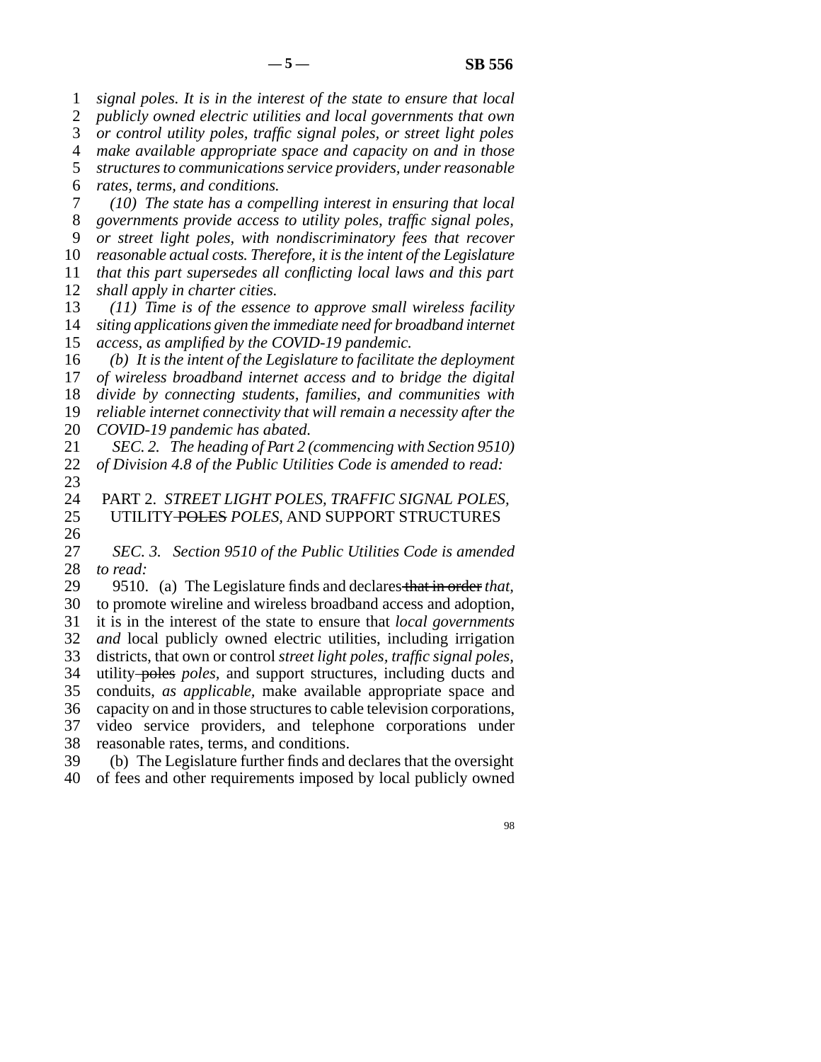*signal poles. It is in the interest of the state to ensure that local publicly owned electric utilities and local governments that own or control utility poles, traffic signal poles, or street light poles make available appropriate space and capacity on and in those structures to communications service providers, under reasonable rates, terms, and conditions.*

*(10) The state has a compelling interest in ensuring that local governments provide access to utility poles, traffic signal poles, or street light poles, with nondiscriminatory fees that recover reasonable actual costs. Therefore, it is the intent of the Legislature that this part supersedes all conflicting local laws and this part shall apply in charter cities.*

*(11) Time is of the essence to approve small wireless facility siting applications given the immediate need for broadband internet access, as amplified by the COVID-19 pandemic.*

*(b) It is the intent of the Legislature to facilitate the deployment of wireless broadband internet access and to bridge the digital divide by connecting students, families, and communities with reliable internet connectivity that will remain a necessity after the COVID-19 pandemic has abated.*

*SEC. 2. The heading of Part 2 (commencing with Section 9510) of Division 4.8 of the Public Utilities Code is amended to read:*

PART 2. *STREET LIGHT POLES, TRAFFIC SIGNAL POLES,* UTILITY ~~POLES~~ *POLES,* AND SUPPORT STRUCTURES

*SEC. 3. Section 9510 of the Public Utilities Code is amended to read:*

9510. (a) The Legislature finds and declares ~~that in order~~ *that,* to promote wireline and wireless broadband access and adoption, it is in the interest of the state to ensure that *local governments and* local publicly owned electric utilities, including irrigation districts, that own or control *street light poles, traffic signal poles,* utility ~~poles~~ *poles,* and support structures, including ducts and conduits, *as applicable,* make available appropriate space and capacity on and in those structures to cable television corporations, video service providers, and telephone corporations under reasonable rates, terms, and conditions.

(b) The Legislature further finds and declares that the oversight of fees and other requirements imposed by local publicly owned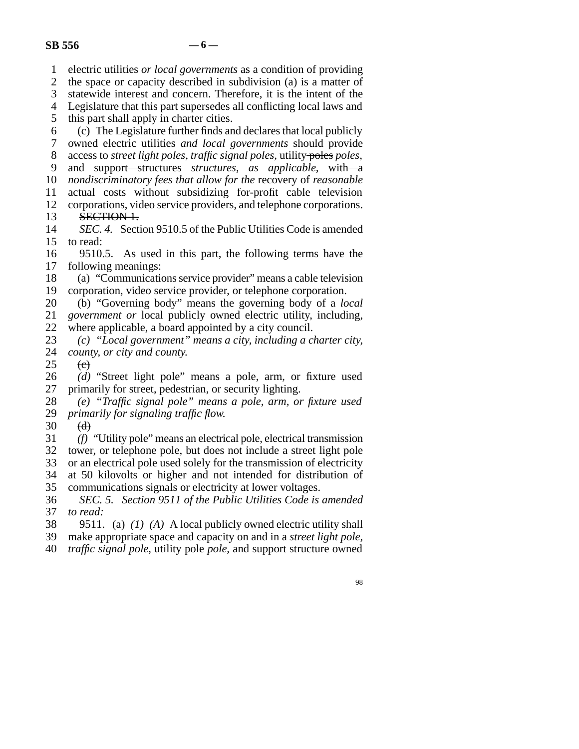electric utilities *or local governments* as a condition of providing the space or capacity described in subdivision (a) is a matter of statewide interest and concern. Therefore, it is the intent of the Legislature that this part supersedes all conflicting local laws and this part shall apply in charter cities.

(c) The Legislature further finds and declares that local publicly owned electric utilities *and local governments* should provide access to *street light poles, traffic signal poles,* utility ~~poles~~ *poles,* and support ~~structures~~ *structures, as applicable,* with ~~a~~ *nondiscriminatory fees that allow for the* recovery of *reasonable* actual costs without subsidizing for-profit cable television corporations, video service providers, and telephone corporations.

~~SECTION 1.~~

*SEC. 4.* Section 9510.5 of the Public Utilities Code is amended to read:

9510.5. As used in this part, the following terms have the following meanings:

(a) "Communications service provider" means a cable television corporation, video service provider, or telephone corporation.

(b) "Governing body" means the governing body of a *local government or* local publicly owned electric utility, including, where applicable, a board appointed by a city council.

*(c) "Local government" means a city, including a charter city, county, or city and county.*

~~(c)~~

*(d)* "Street light pole" means a pole, arm, or fixture used primarily for street, pedestrian, or security lighting.

*(e) "Traffic signal pole" means a pole, arm, or fixture used primarily for signaling traffic flow.*

~~(d)~~

*(f)* "Utility pole" means an electrical pole, electrical transmission tower, or telephone pole, but does not include a street light pole or an electrical pole used solely for the transmission of electricity at 50 kilovolts or higher and not intended for distribution of communications signals or electricity at lower voltages.

*SEC. 5. Section 9511 of the Public Utilities Code is amended to read:*

9511. (a) *(1) (A)* A local publicly owned electric utility shall make appropriate space and capacity on and in a *street light pole, traffic signal pole,* utility ~~pole~~ *pole,* and support structure owned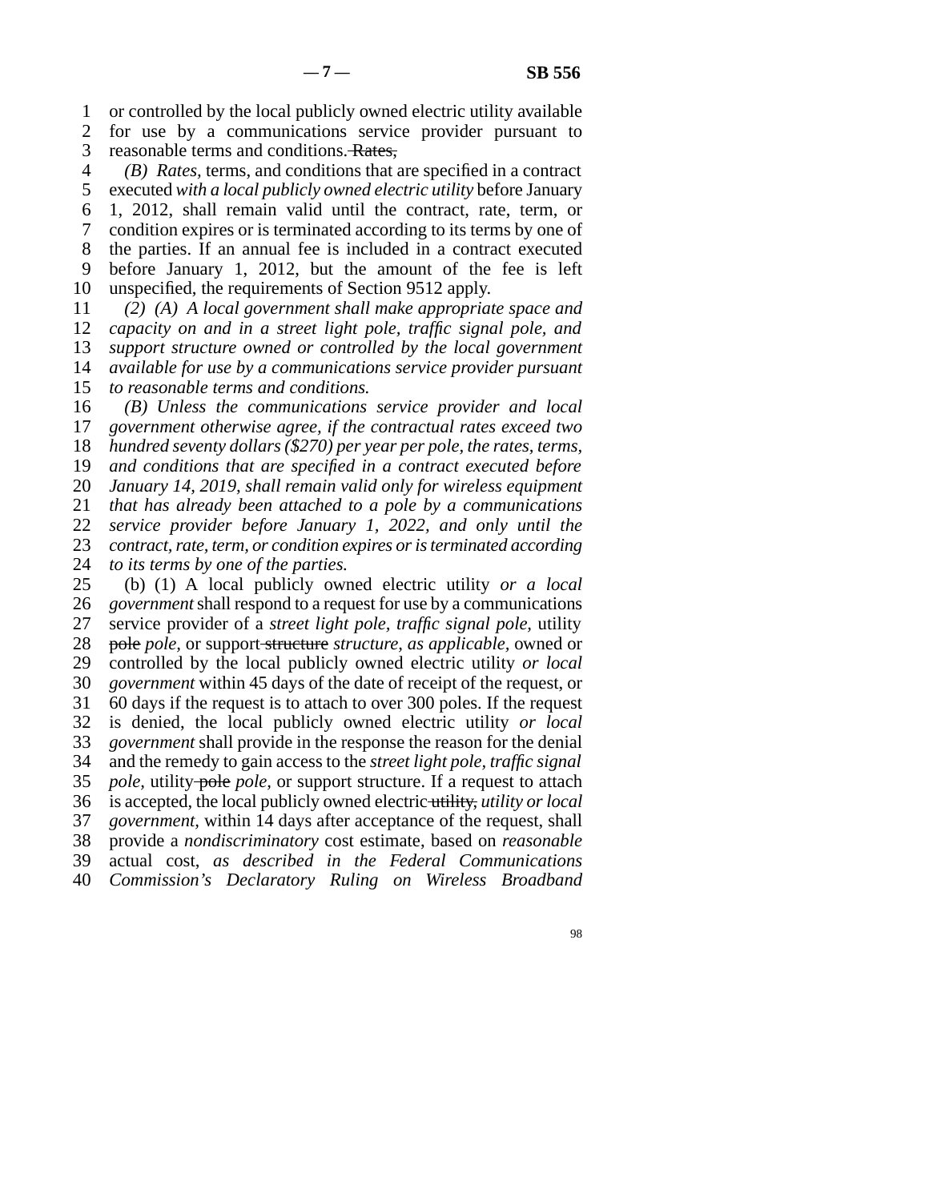or controlled by the local publicly owned electric utility available for use by a communications service provider pursuant to reasonable terms and conditions. ~~Rates,~~

*(B) Rates,* terms, and conditions that are specified in a contract executed *with a local publicly owned electric utility* before January 1, 2012, shall remain valid until the contract, rate, term, or condition expires or is terminated according to its terms by one of the parties. If an annual fee is included in a contract executed before January 1, 2012, but the amount of the fee is left unspecified, the requirements of Section 9512 apply.

*(2) (A) A local government shall make appropriate space and capacity on and in a street light pole, traffic signal pole, and support structure owned or controlled by the local government available for use by a communications service provider pursuant to reasonable terms and conditions.*

*(B) Unless the communications service provider and local government otherwise agree, if the contractual rates exceed two hundred seventy dollars ($270) per year per pole, the rates, terms, and conditions that are specified in a contract executed before January 14, 2019, shall remain valid only for wireless equipment that has already been attached to a pole by a communications service provider before January 1, 2022, and only until the contract, rate, term, or condition expires or is terminated according to its terms by one of the parties.*

(b) (1) A local publicly owned electric utility *or a local government* shall respond to a request for use by a communications service provider of a *street light pole, traffic signal pole,* utility ~~pole~~ *pole,* or support ~~structure~~ *structure, as applicable,* owned or controlled by the local publicly owned electric utility *or local government* within 45 days of the date of receipt of the request, or 60 days if the request is to attach to over 300 poles. If the request is denied, the local publicly owned electric utility *or local government* shall provide in the response the reason for the denial and the remedy to gain access to the *street light pole, traffic signal pole,* utility ~~pole~~ *pole,* or support structure. If a request to attach is accepted, the local publicly owned electric ~~utility,~~ *utility or local government,* within 14 days after acceptance of the request, shall provide a *nondiscriminatory* cost estimate, based on *reasonable* actual cost, *as described in the Federal Communications Commission's Declaratory Ruling on Wireless Broadband*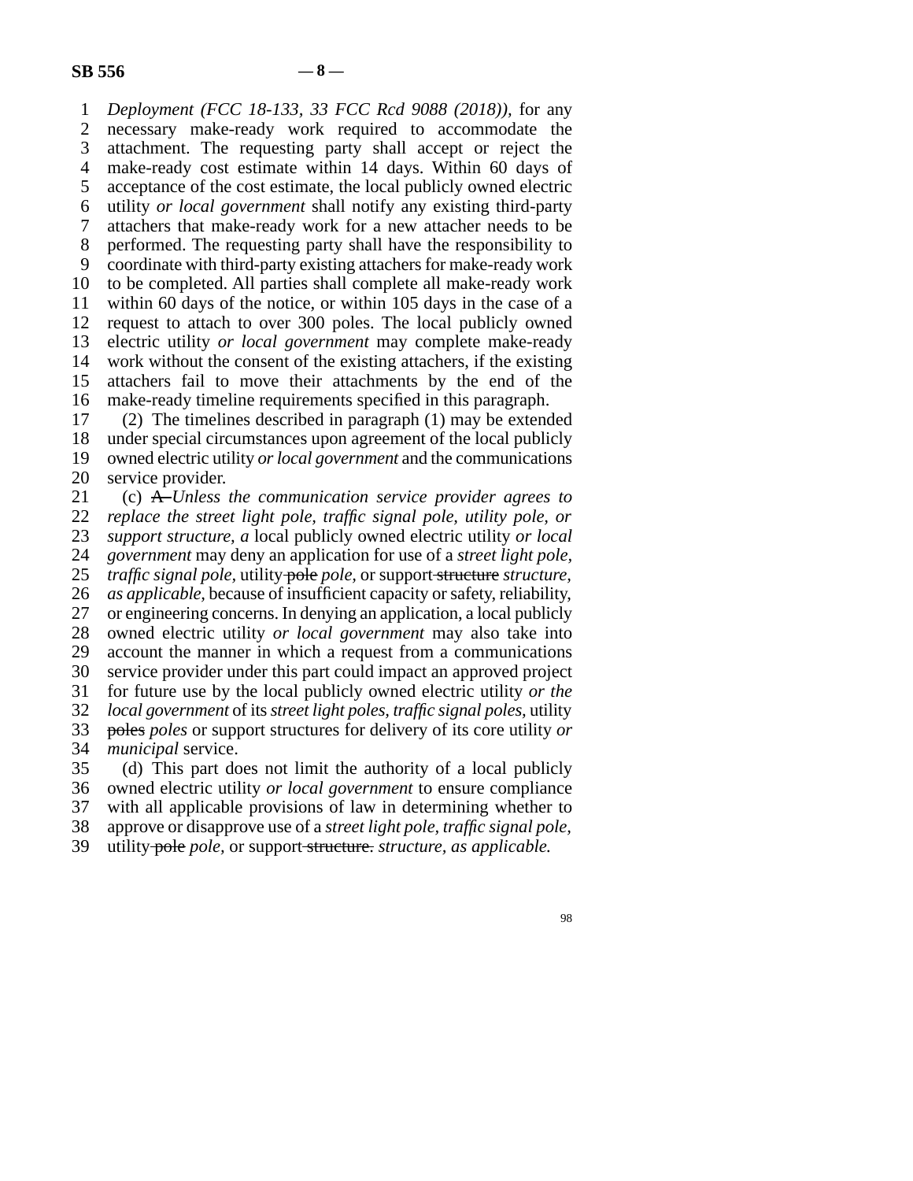*Deployment (FCC 18-133, 33 FCC Rcd 9088 (2018)),* for any necessary make-ready work required to accommodate the attachment. The requesting party shall accept or reject the make-ready cost estimate within 14 days. Within 60 days of acceptance of the cost estimate, the local publicly owned electric utility *or local government* shall notify any existing third-party attachers that make-ready work for a new attacher needs to be performed. The requesting party shall have the responsibility to coordinate with third-party existing attachers for make-ready work to be completed. All parties shall complete all make-ready work within 60 days of the notice, or within 105 days in the case of a request to attach to over 300 poles. The local publicly owned electric utility *or local government* may complete make-ready work without the consent of the existing attachers, if the existing attachers fail to move their attachments by the end of the make-ready timeline requirements specified in this paragraph.

(2) The timelines described in paragraph (1) may be extended under special circumstances upon agreement of the local publicly owned electric utility *or local government* and the communications service provider.

(c) ~~A~~ *Unless the communication service provider agrees to replace the street light pole, traffic signal pole, utility pole, or support structure, a* local publicly owned electric utility *or local government* may deny an application for use of a *street light pole, traffic signal pole,* utility ~~pole~~ *pole,* or support ~~structure~~ *structure, as applicable,* because of insufficient capacity or safety, reliability, or engineering concerns. In denying an application, a local publicly owned electric utility *or local government* may also take into account the manner in which a request from a communications service provider under this part could impact an approved project for future use by the local publicly owned electric utility *or the local government* of its *street light poles, traffic signal poles,* utility ~~poles~~ *poles* or support structures for delivery of its core utility *or municipal* service.

(d) This part does not limit the authority of a local publicly owned electric utility *or local government* to ensure compliance with all applicable provisions of law in determining whether to approve or disapprove use of a *street light pole, traffic signal pole,* utility ~~pole~~ *pole,* or support ~~structure.~~ *structure, as applicable.*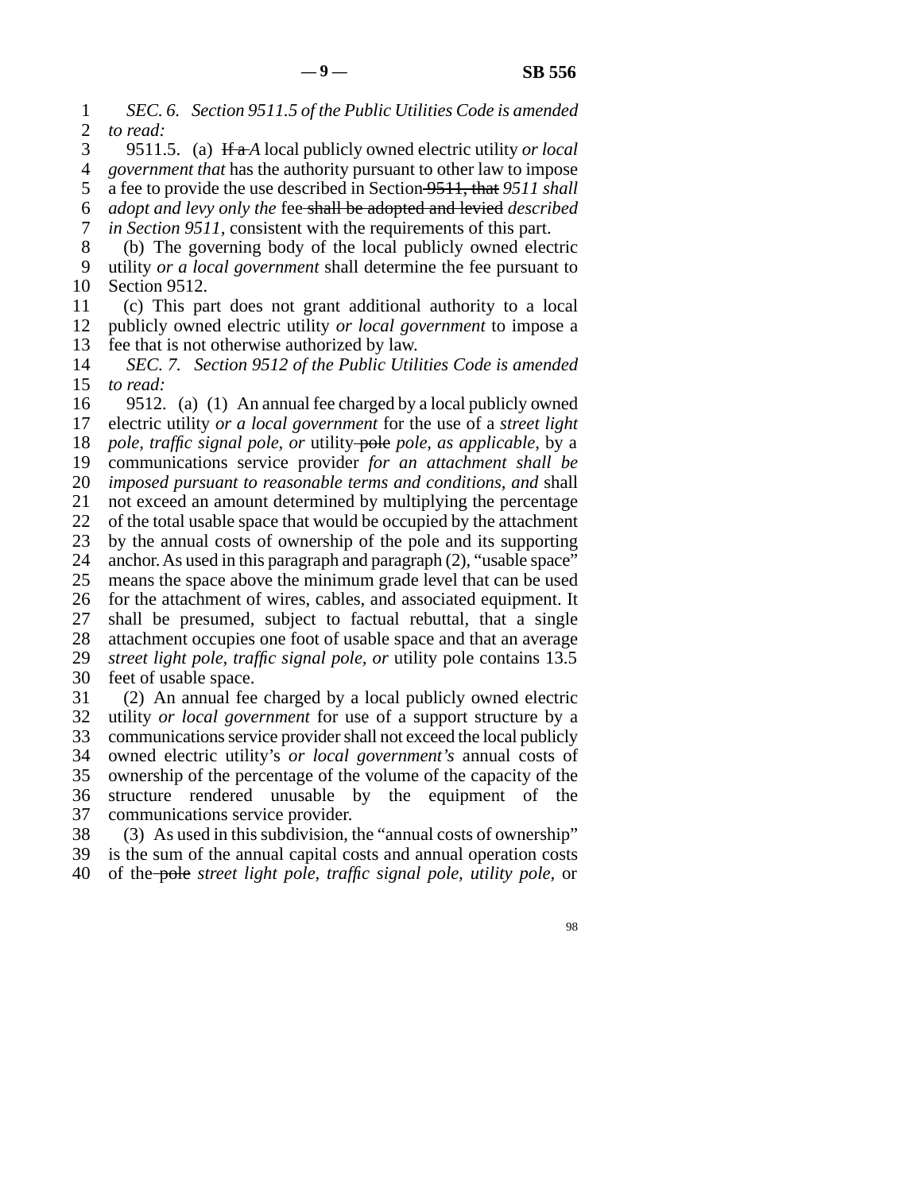*SEC. 6. Section 9511.5 of the Public Utilities Code is amended to read:*

9511.5. (a) ~~If a~~ *A* local publicly owned electric utility *or local government that* has the authority pursuant to other law to impose a fee to provide the use described in Section ~~9511, that~~ *9511 shall adopt and levy only the* fee ~~shall be adopted and levied~~ *described in Section 9511,* consistent with the requirements of this part.

(b) The governing body of the local publicly owned electric utility *or a local government* shall determine the fee pursuant to Section 9512.

(c) This part does not grant additional authority to a local publicly owned electric utility *or local government* to impose a fee that is not otherwise authorized by law.

*SEC. 7. Section 9512 of the Public Utilities Code is amended to read:*

9512. (a) (1) An annual fee charged by a local publicly owned electric utility *or a local government* for the use of a *street light pole, traffic signal pole, or* utility ~~pole~~ *pole, as applicable,* by a communications service provider *for an attachment shall be imposed pursuant to reasonable terms and conditions, and* shall not exceed an amount determined by multiplying the percentage of the total usable space that would be occupied by the attachment by the annual costs of ownership of the pole and its supporting anchor. As used in this paragraph and paragraph (2), "usable space" means the space above the minimum grade level that can be used for the attachment of wires, cables, and associated equipment. It shall be presumed, subject to factual rebuttal, that a single attachment occupies one foot of usable space and that an average *street light pole, traffic signal pole, or* utility pole contains 13.5 feet of usable space.

(2) An annual fee charged by a local publicly owned electric utility *or local government* for use of a support structure by a communications service provider shall not exceed the local publicly owned electric utility's *or local government's* annual costs of ownership of the percentage of the volume of the capacity of the structure rendered unusable by the equipment of the communications service provider.

(3) As used in this subdivision, the "annual costs of ownership" is the sum of the annual capital costs and annual operation costs of the ~~pole~~ *street light pole, traffic signal pole, utility pole,* or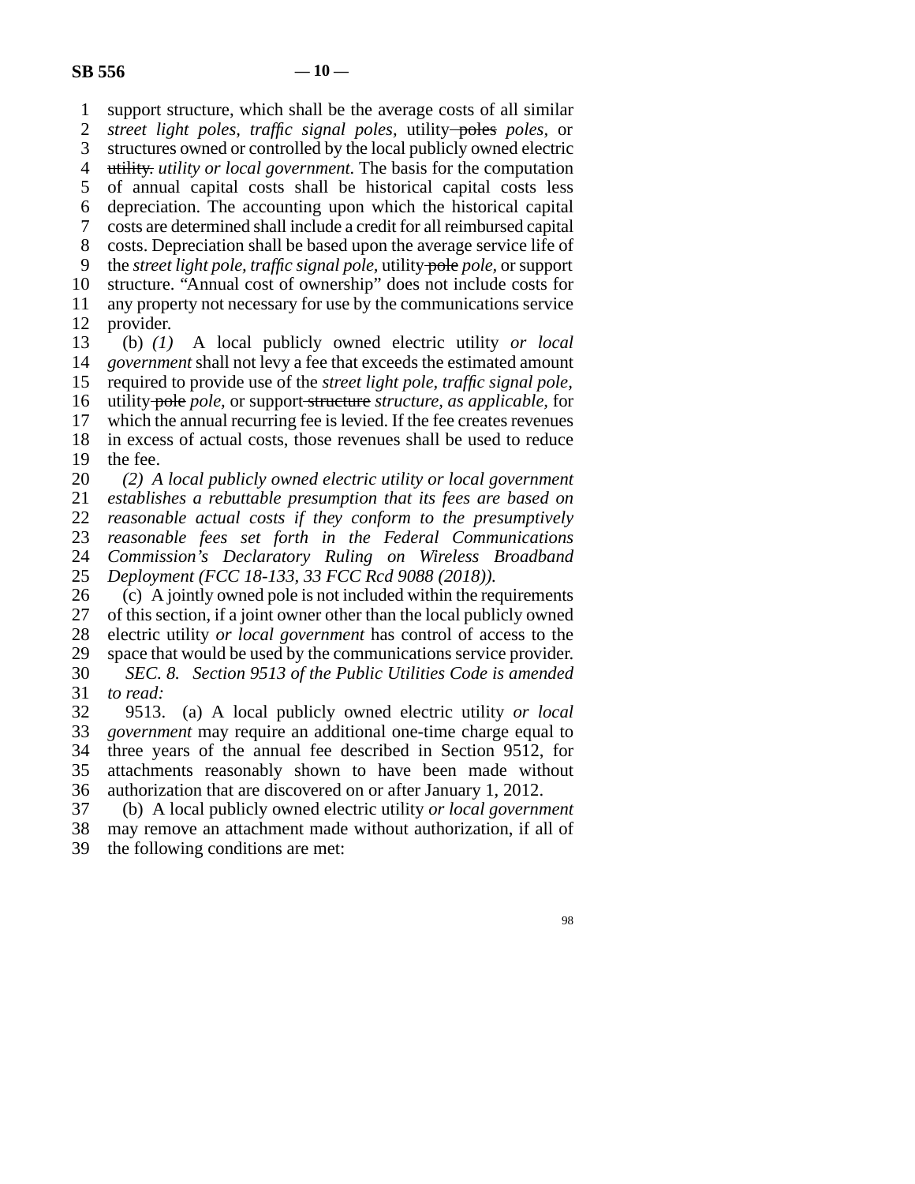support structure, which shall be the average costs of all similar *street light poles, traffic signal poles,* utility ~~poles~~ *poles,* or structures owned or controlled by the local publicly owned electric ~~utility.~~ *utility or local government.* The basis for the computation of annual capital costs shall be historical capital costs less depreciation. The accounting upon which the historical capital costs are determined shall include a credit for all reimbursed capital costs. Depreciation shall be based upon the average service life of the *street light pole, traffic signal pole,* utility ~~pole~~ *pole,* or support structure. "Annual cost of ownership" does not include costs for any property not necessary for use by the communications service provider.

(b) *(1)* A local publicly owned electric utility *or local government* shall not levy a fee that exceeds the estimated amount required to provide use of the *street light pole, traffic signal pole,* utility ~~pole~~ *pole,* or support ~~structure~~ *structure, as applicable,* for which the annual recurring fee is levied. If the fee creates revenues in excess of actual costs, those revenues shall be used to reduce the fee.

*(2) A local publicly owned electric utility or local government establishes a rebuttable presumption that its fees are based on reasonable actual costs if they conform to the presumptively reasonable fees set forth in the Federal Communications Commission's Declaratory Ruling on Wireless Broadband Deployment (FCC 18-133, 33 FCC Rcd 9088 (2018)).*

(c) A jointly owned pole is not included within the requirements of this section, if a joint owner other than the local publicly owned electric utility *or local government* has control of access to the space that would be used by the communications service provider.

*SEC. 8. Section 9513 of the Public Utilities Code is amended to read:*

9513. (a) A local publicly owned electric utility *or local government* may require an additional one-time charge equal to three years of the annual fee described in Section 9512, for attachments reasonably shown to have been made without authorization that are discovered on or after January 1, 2012.

(b) A local publicly owned electric utility *or local government* may remove an attachment made without authorization, if all of the following conditions are met: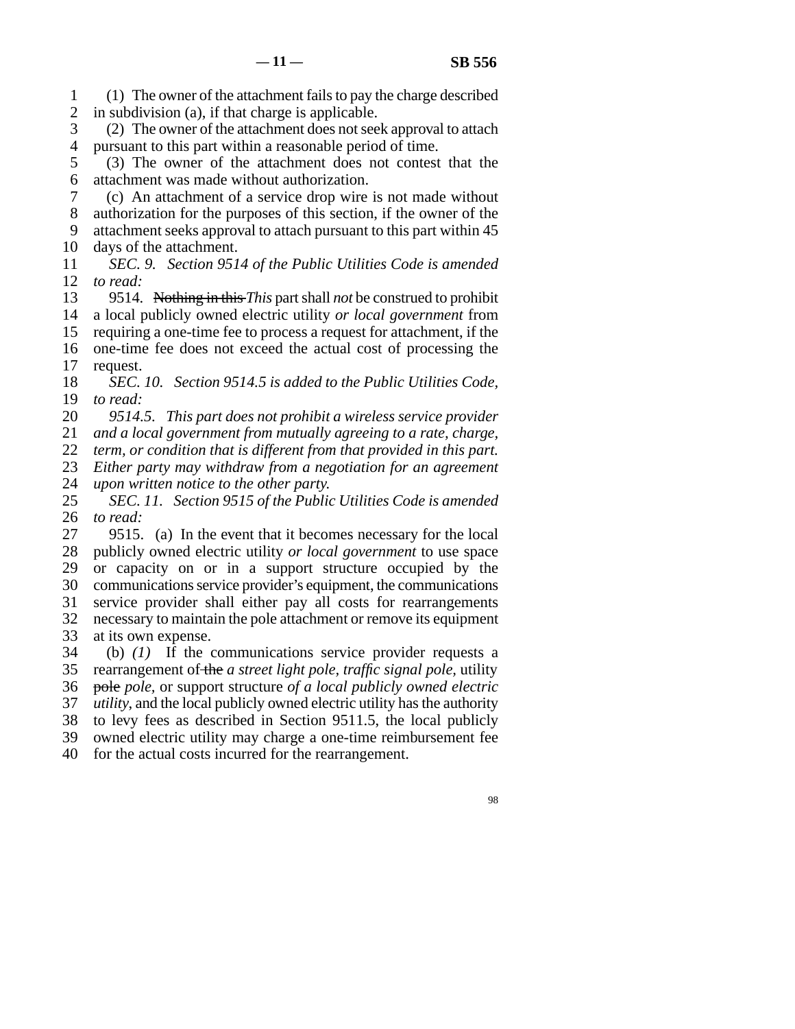(1) The owner of the attachment fails to pay the charge described in subdivision (a), if that charge is applicable.

(2) The owner of the attachment does not seek approval to attach pursuant to this part within a reasonable period of time.

(3) The owner of the attachment does not contest that the attachment was made without authorization.

(c) An attachment of a service drop wire is not made without authorization for the purposes of this section, if the owner of the attachment seeks approval to attach pursuant to this part within 45 days of the attachment.

*SEC. 9. Section 9514 of the Public Utilities Code is amended to read:*

9514. ~~Nothing in this~~ *This* part shall *not* be construed to prohibit a local publicly owned electric utility *or local government* from requiring a one-time fee to process a request for attachment, if the one-time fee does not exceed the actual cost of processing the request.

*SEC. 10. Section 9514.5 is added to the Public Utilities Code, to read:*

*9514.5. This part does not prohibit a wireless service provider and a local government from mutually agreeing to a rate, charge, term, or condition that is different from that provided in this part. Either party may withdraw from a negotiation for an agreement upon written notice to the other party.*

*SEC. 11. Section 9515 of the Public Utilities Code is amended to read:*

9515. (a) In the event that it becomes necessary for the local publicly owned electric utility *or local government* to use space or capacity on or in a support structure occupied by the communications service provider's equipment, the communications service provider shall either pay all costs for rearrangements necessary to maintain the pole attachment or remove its equipment at its own expense.

(b) *(1)* If the communications service provider requests a rearrangement of ~~the~~ *a street light pole, traffic signal pole,* utility ~~pole~~ *pole,* or support structure *of a local publicly owned electric utility*, and the local publicly owned electric utility has the authority to levy fees as described in Section 9511.5, the local publicly owned electric utility may charge a one-time reimbursement fee for the actual costs incurred for the rearrangement.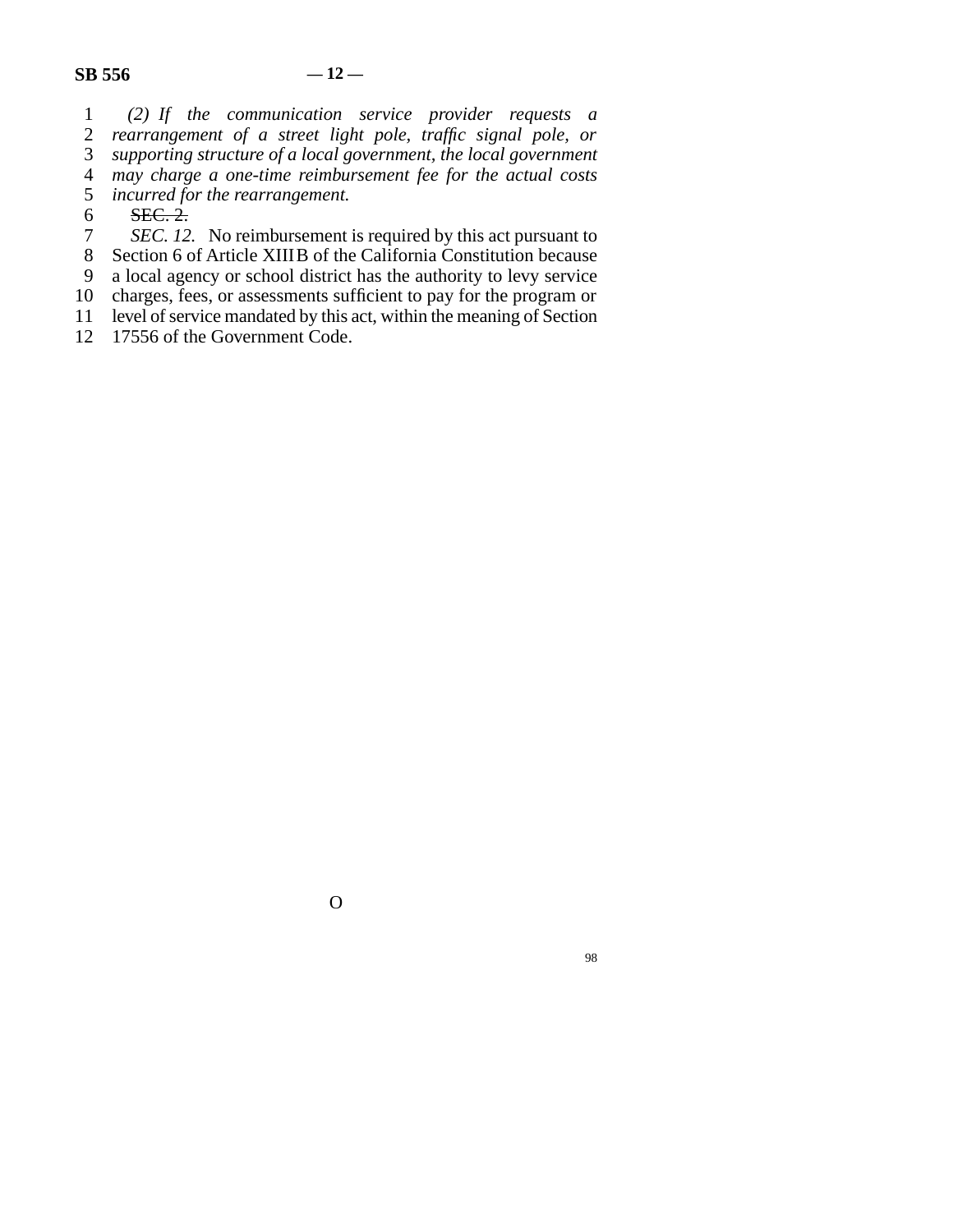*(2) If the communication service provider requests a rearrangement of a street light pole, traffic signal pole, or supporting structure of a local government, the local government may charge a one-time reimbursement fee for the actual costs incurred for the rearrangement.*

~~SEC. 2.~~

*SEC. 12.* No reimbursement is required by this act pursuant to Section 6 of Article XIII B of the California Constitution because a local agency or school district has the authority to levy service charges, fees, or assessments sufficient to pay for the program or level of service mandated by this act, within the meaning of Section 17556 of the Government Code.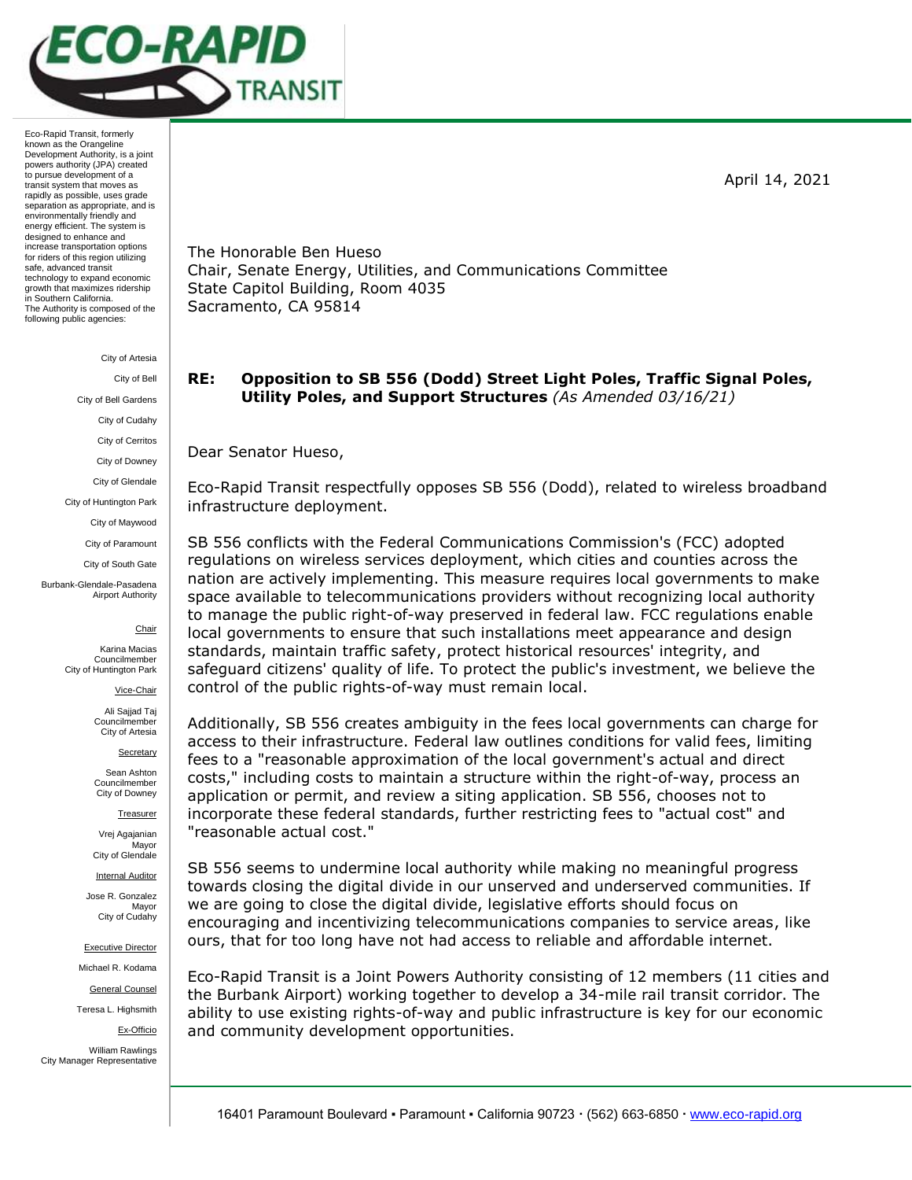ECO-RAPID TRANSIT

Eco-Rapid Transit, formerly known as the Orangeline Development Authority, is a joint powers authority (JPA) created to pursue development of a transit system that moves as rapidly as possible, uses grade separation as appropriate, and is environmentally friendly and energy efficient. The system is designed to enhance and increase transportation options for riders of this region utilizing safe, advanced transit technology to expand economic growth that maximizes ridership in Southern California.
The Authority is composed of the following public agencies:

City of Artesia
City of Bell
City of Bell Gardens
City of Cudahy
City of Cerritos
City of Downey
City of Glendale
City of Huntington Park
City of Maywood
City of Paramount
City of South Gate
Burbank-Glendale-Pasadena Airport Authority

Chair
Karina Macias
Councilmember
City of Huntington Park

Vice-Chair
Ali Sajjad Taj
Councilmember
City of Artesia

Secretary
Sean Ashton
Councilmember
City of Downey

Treasurer
Vrej Agajanian
Mayor
City of Glendale

Internal Auditor
Jose R. Gonzalez
Mayor
City of Cudahy

Executive Director
Michael R. Kodama

General Counsel
Teresa L. Highsmith

Ex-Officio
William Rawlings
City Manager Representative

April 14, 2021

The Honorable Ben Hueso
Chair, Senate Energy, Utilities, and Communications Committee
State Capitol Building, Room 4035
Sacramento, CA 95814

**RE: Opposition to SB 556 (Dodd) Street Light Poles, Traffic Signal Poles, Utility Poles, and Support Structures** *(As Amended 03/16/21)*

Dear Senator Hueso,

Eco-Rapid Transit respectfully opposes SB 556 (Dodd), related to wireless broadband infrastructure deployment.

SB 556 conflicts with the Federal Communications Commission's (FCC) adopted regulations on wireless services deployment, which cities and counties across the nation are actively implementing. This measure requires local governments to make space available to telecommunications providers without recognizing local authority to manage the public right-of-way preserved in federal law. FCC regulations enable local governments to ensure that such installations meet appearance and design standards, maintain traffic safety, protect historical resources' integrity, and safeguard citizens' quality of life. To protect the public's investment, we believe the control of the public rights-of-way must remain local.

Additionally, SB 556 creates ambiguity in the fees local governments can charge for access to their infrastructure. Federal law outlines conditions for valid fees, limiting fees to a "reasonable approximation of the local government's actual and direct costs," including costs to maintain a structure within the right-of-way, process an application or permit, and review a siting application. SB 556, chooses not to incorporate these federal standards, further restricting fees to "actual cost" and "reasonable actual cost."

SB 556 seems to undermine local authority while making no meaningful progress towards closing the digital divide in our unserved and underserved communities. If we are going to close the digital divide, legislative efforts should focus on encouraging and incentivizing telecommunications companies to service areas, like ours, that for too long have not had access to reliable and affordable internet.

Eco-Rapid Transit is a Joint Powers Authority consisting of 12 members (11 cities and the Burbank Airport) working together to develop a 34-mile rail transit corridor. The ability to use existing rights-of-way and public infrastructure is key for our economic and community development opportunities.

16401 Paramount Boulevard ▪ Paramount ▪ California 90723 · (562) 663-6850 · www.eco-rapid.org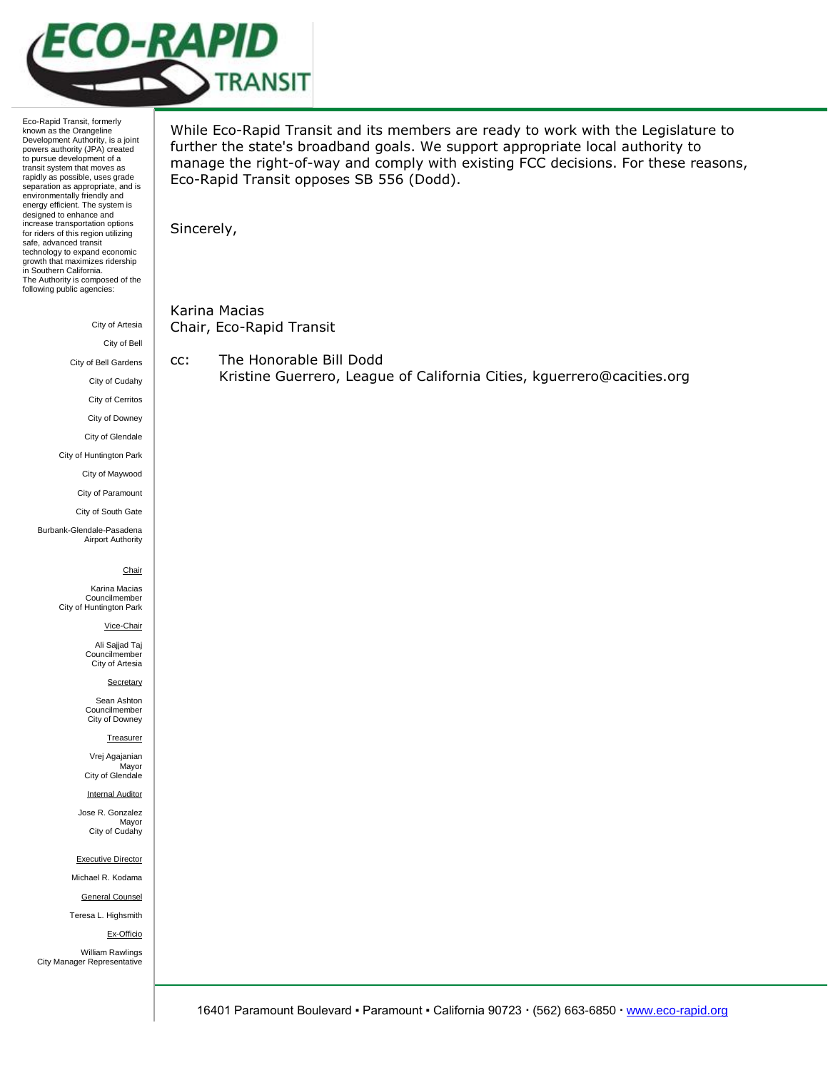# ECO-RAPID TRANSIT

Eco-Rapid Transit, formerly known as the Orangeline Development Authority, is a joint powers authority (JPA) created to pursue development of a transit system that moves as rapidly as possible, uses grade separation as appropriate, and is environmentally friendly and energy efficient. The system is designed to enhance and increase transportation options for riders of this region utilizing safe, advanced transit technology to expand economic growth that maximizes ridership in Southern California.
The Authority is composed of the following public agencies:

City of Artesia
City of Bell
City of Bell Gardens
City of Cudahy
City of Cerritos
City of Downey
City of Glendale
City of Huntington Park
City of Maywood
City of Paramount
City of South Gate
Burbank-Glendale-Pasadena Airport Authority

Chair

Karina Macias
Councilmember
City of Huntington Park

Vice-Chair

Ali Sajjad Taj
Councilmember
City of Artesia

Secretary

Sean Ashton
Councilmember
City of Downey

Treasurer

Vrej Agajanian
Mayor
City of Glendale

Internal Auditor

Jose R. Gonzalez
Mayor
City of Cudahy

Executive Director

Michael R. Kodama

General Counsel

Teresa L. Highsmith

Ex-Officio

William Rawlings
City Manager Representative

While Eco-Rapid Transit and its members are ready to work with the Legislature to further the state's broadband goals. We support appropriate local authority to manage the right-of-way and comply with existing FCC decisions. For these reasons, Eco-Rapid Transit opposes SB 556 (Dodd).

Sincerely,

Karina Macias
Chair, Eco-Rapid Transit

cc: The Honorable Bill Dodd
Kristine Guerrero, League of California Cities, kguerrero@cacities.org

16401 Paramount Boulevard ▪ Paramount ▪ California 90723 · (562) 663-6850 · www.eco-rapid.org